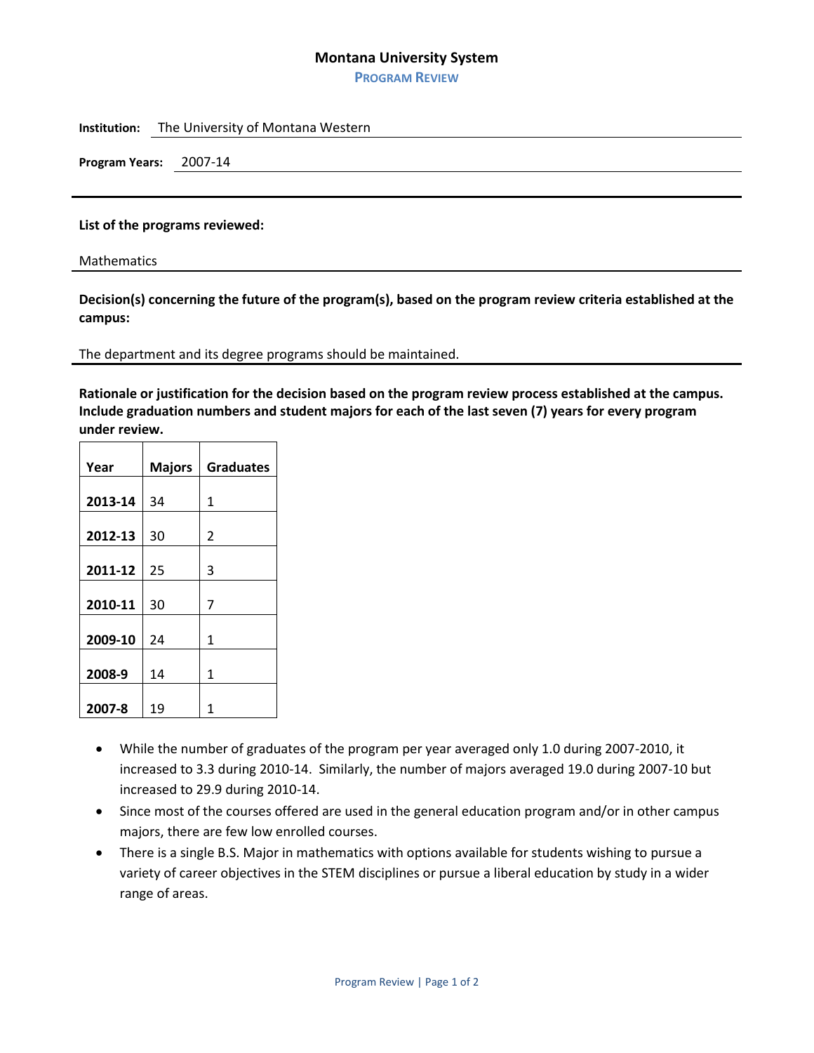# Montana University System

## PROGRAM REVIEW

**Institution:** The University of Montana Western

**Program Years:** 2007-14

---

**List of the programs reviewed:**

Mathematics

---

**Decision(s) concerning the future of the program(s), based on the program review criteria established at the campus:**

The department and its degree programs should be maintained.

---

**Rationale or justification for the decision based on the program review process established at the campus. Include graduation numbers and student majors for each of the last seven (7) years for every program under review.**

| Year | Majors | Graduates |
|---|---|---|
| **2013-14** | 34 | 1 |
| **2012-13** | 30 | 2 |
| **2011-12** | 25 | 3 |
| **2010-11** | 30 | 7 |
| **2009-10** | 24 | 1 |
| **2008-9** | 14 | 1 |
| **2007-8** | 19 | 1 |

- While the number of graduates of the program per year averaged only 1.0 during 2007-2010, it increased to 3.3 during 2010-14. Similarly, the number of majors averaged 19.0 during 2007-10 but increased to 29.9 during 2010-14.
- Since most of the courses offered are used in the general education program and/or in other campus majors, there are few low enrolled courses.
- There is a single B.S. Major in mathematics with options available for students wishing to pursue a variety of career objectives in the STEM disciplines or pursue a liberal education by study in a wider range of areas.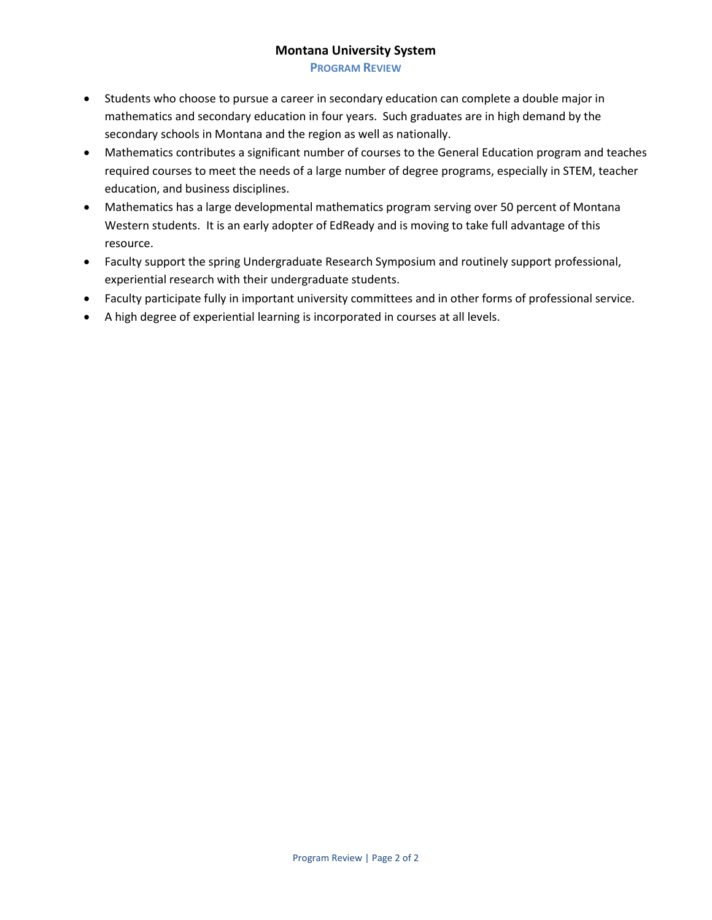- Students who choose to pursue a career in secondary education can complete a double major in mathematics and secondary education in four years. Such graduates are in high demand by the secondary schools in Montana and the region as well as nationally.
- Mathematics contributes a significant number of courses to the General Education program and teaches required courses to meet the needs of a large number of degree programs, especially in STEM, teacher education, and business disciplines.
- Mathematics has a large developmental mathematics program serving over 50 percent of Montana Western students. It is an early adopter of EdReady and is moving to take full advantage of this resource.
- Faculty support the spring Undergraduate Research Symposium and routinely support professional, experiential research with their undergraduate students.
- Faculty participate fully in important university committees and in other forms of professional service.
- A high degree of experiential learning is incorporated in courses at all levels.